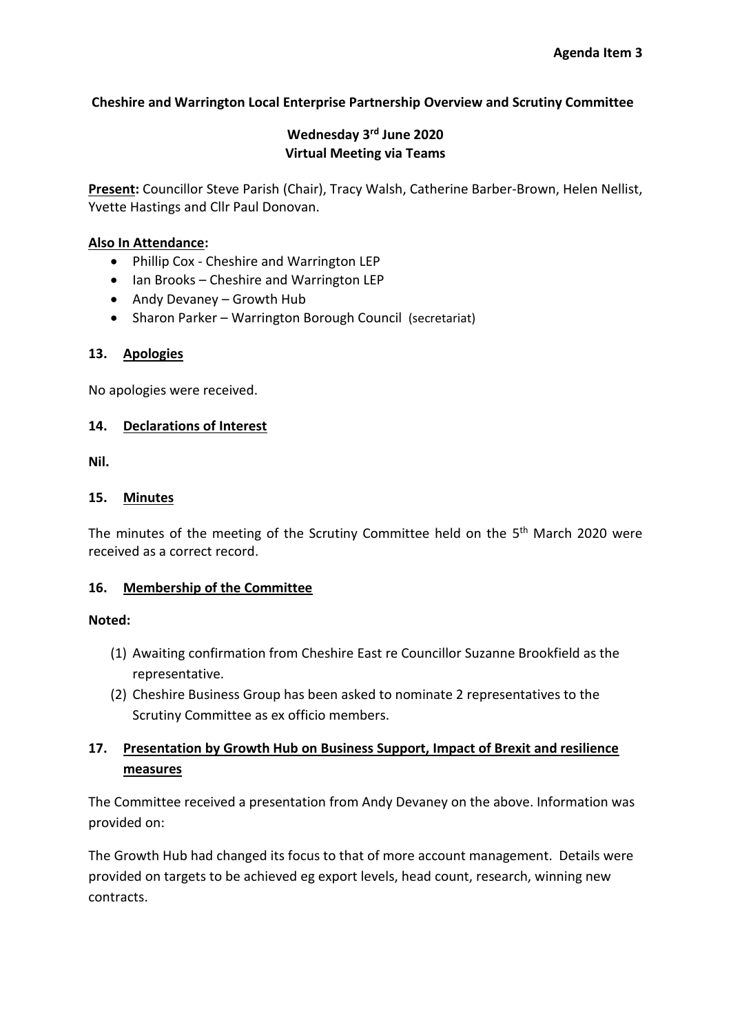**Agenda Item 3**

# Cheshire and Warrington Local Enterprise Partnership Overview and Scrutiny Committee

## Wednesday 3rd June 2020
## Virtual Meeting via Teams

**Present:** Councillor Steve Parish (Chair), Tracy Walsh, Catherine Barber-Brown, Helen Nellist, Yvette Hastings and Cllr Paul Donovan.

**Also In Attendance:**

- Phillip Cox - Cheshire and Warrington LEP
- Ian Brooks – Cheshire and Warrington LEP
- Andy Devaney – Growth Hub
- Sharon Parker – Warrington Borough Council (secretariat)

### 13. Apologies

No apologies were received.

### 14. Declarations of Interest

**Nil.**

### 15. Minutes

The minutes of the meeting of the Scrutiny Committee held on the 5th March 2020 were received as a correct record.

### 16. Membership of the Committee

**Noted:**

(1) Awaiting confirmation from Cheshire East re Councillor Suzanne Brookfield as the representative.

(2) Cheshire Business Group has been asked to nominate 2 representatives to the Scrutiny Committee as ex officio members.

### 17. Presentation by Growth Hub on Business Support, Impact of Brexit and resilience measures

The Committee received a presentation from Andy Devaney on the above. Information was provided on:

The Growth Hub had changed its focus to that of more account management. Details were provided on targets to be achieved eg export levels, head count, research, winning new contracts.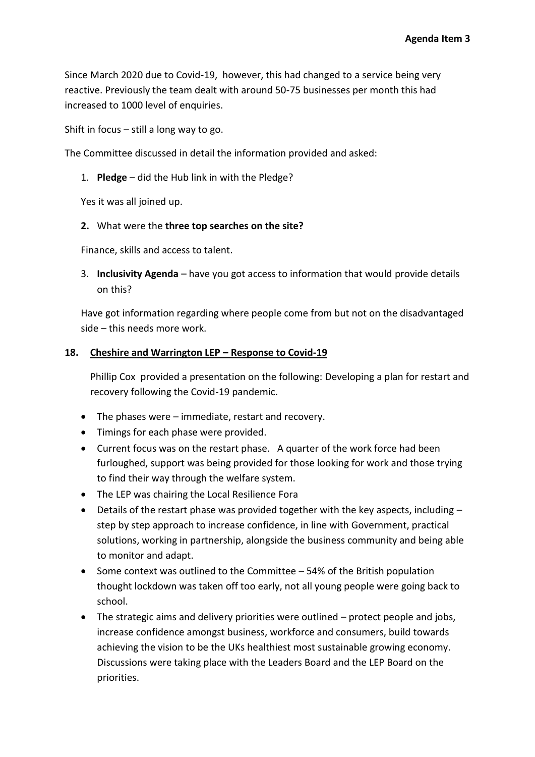Since March 2020 due to Covid-19,  however, this had changed to a service being very reactive. Previously the team dealt with around 50-75 businesses per month this had increased to 1000 level of enquiries.

Shift in focus – still a long way to go.

The Committee discussed in detail the information provided and asked:

1. **Pledge** – did the Hub link in with the Pledge?

   Yes it was all joined up.

2. What were the **three top searches on the site?**

   Finance, skills and access to talent.

3. **Inclusivity Agenda** – have you got access to information that would provide details on this?

   Have got information regarding where people come from but not on the disadvantaged side – this needs more work.

**18. Cheshire and Warrington LEP – Response to Covid-19**

Phillip Cox  provided a presentation on the following: Developing a plan for restart and recovery following the Covid-19 pandemic.

- The phases were – immediate, restart and recovery.
- Timings for each phase were provided.
- Current focus was on the restart phase.   A quarter of the work force had been furloughed, support was being provided for those looking for work and those trying to find their way through the welfare system.
- The LEP was chairing the Local Resilience Fora
- Details of the restart phase was provided together with the key aspects, including – step by step approach to increase confidence, in line with Government, practical solutions, working in partnership, alongside the business community and being able to monitor and adapt.
- Some context was outlined to the Committee – 54% of the British population thought lockdown was taken off too early, not all young people were going back to school.
- The strategic aims and delivery priorities were outlined – protect people and jobs, increase confidence amongst business, workforce and consumers, build towards achieving the vision to be the UKs healthiest most sustainable growing economy. Discussions were taking place with the Leaders Board and the LEP Board on the priorities.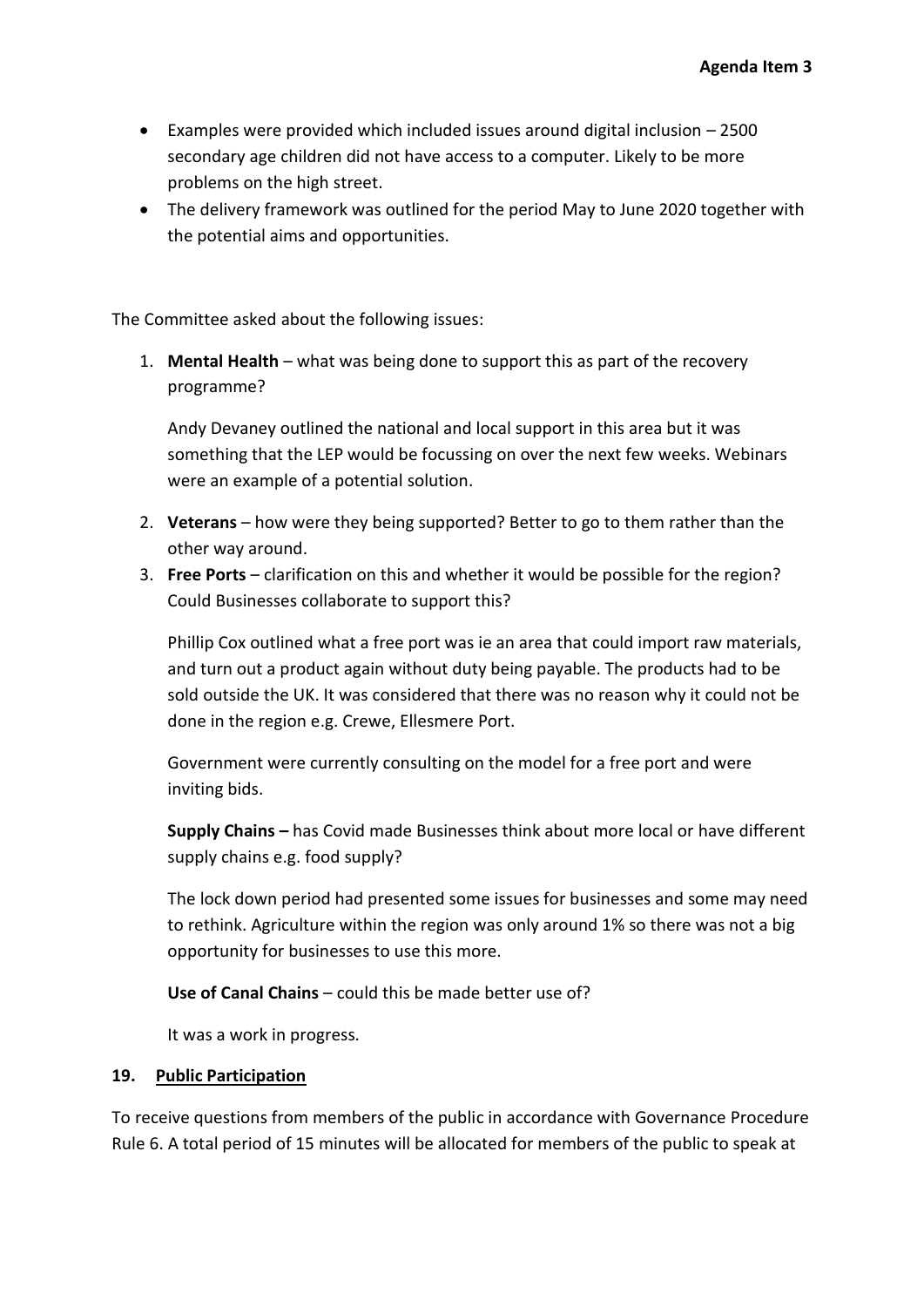- Examples were provided which included issues around digital inclusion – 2500 secondary age children did not have access to a computer. Likely to be more problems on the high street.
- The delivery framework was outlined for the period May to June 2020 together with the potential aims and opportunities.

The Committee asked about the following issues:

1. **Mental Health** – what was being done to support this as part of the recovery programme?

   Andy Devaney outlined the national and local support in this area but it was something that the LEP would be focussing on over the next few weeks. Webinars were an example of a potential solution.

2. **Veterans** – how were they being supported? Better to go to them rather than the other way around.
3. **Free Ports** – clarification on this and whether it would be possible for the region? Could Businesses collaborate to support this?

   Phillip Cox outlined what a free port was ie an area that could import raw materials, and turn out a product again without duty being payable. The products had to be sold outside the UK. It was considered that there was no reason why it could not be done in the region e.g. Crewe, Ellesmere Port.

   Government were currently consulting on the model for a free port and were inviting bids.

   **Supply Chains –** has Covid made Businesses think about more local or have different supply chains e.g. food supply?

   The lock down period had presented some issues for businesses and some may need to rethink. Agriculture within the region was only around 1% so there was not a big opportunity for businesses to use this more.

   **Use of Canal Chains** – could this be made better use of?

   It was a work in progress.

**19. Public Participation**

To receive questions from members of the public in accordance with Governance Procedure Rule 6. A total period of 15 minutes will be allocated for members of the public to speak at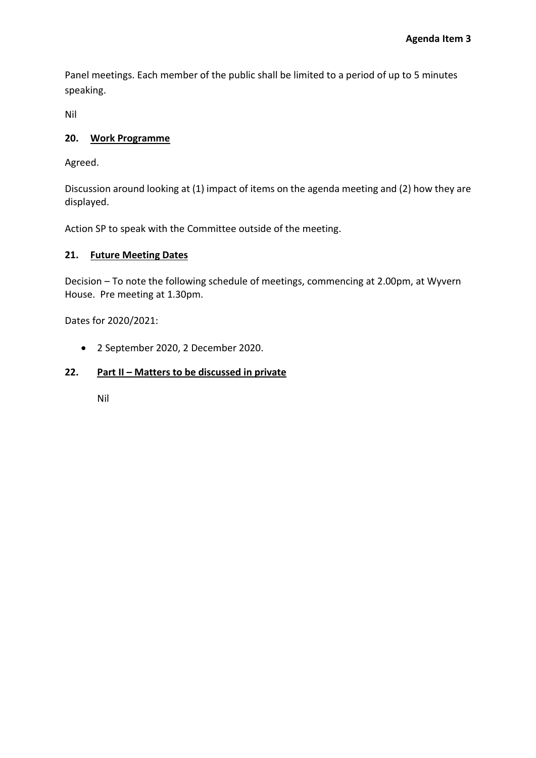Panel meetings. Each member of the public shall be limited to a period of up to 5 minutes speaking.

Nil

## 20. **Work Programme**

Agreed.

Discussion around looking at (1) impact of items on the agenda meeting and (2) how they are displayed.

Action SP to speak with the Committee outside of the meeting.

## 21. **Future Meeting Dates**

Decision – To note the following schedule of meetings, commencing at 2.00pm, at Wyvern House. Pre meeting at 1.30pm.

Dates for 2020/2021:

- 2 September 2020, 2 December 2020.

## 22. **Part II – Matters to be discussed in private**

Nil